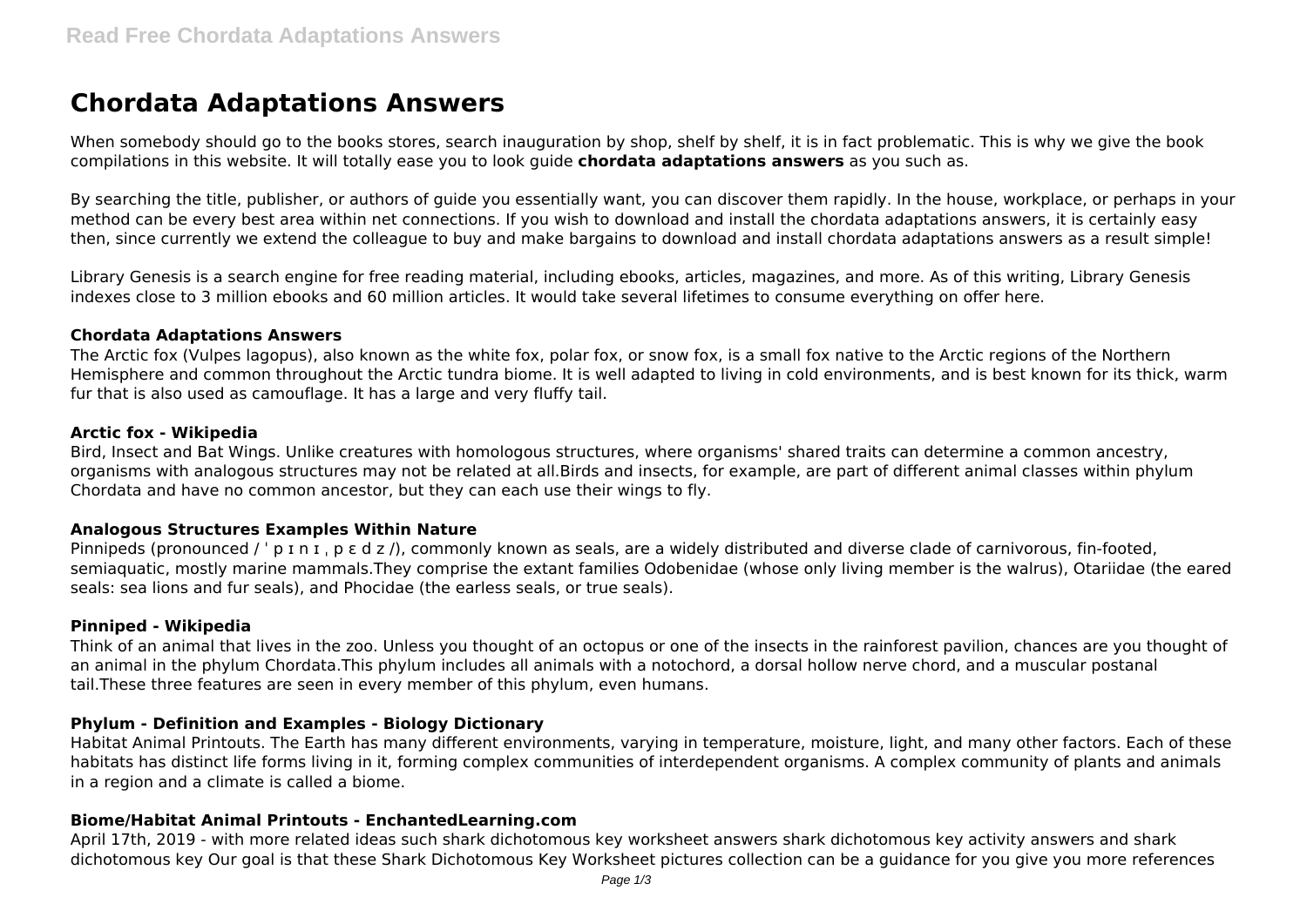# Chordata Adaptations Answers

When somebody should go to the books stores, search inauguration by shop, shelf by shelf, it is in fact problematic. This is why we give the book compilations in this website. It will totally ease you to look guide **chordata adaptations answers** as you such as.

By searching the title, publisher, or authors of guide you essentially want, you can discover them rapidly. In the house, workplace, or perhaps in your method can be every best area within net connections. If you wish to download and install the chordata adaptations answers, it is certainly easy then, since currently we extend the colleague to buy and make bargains to download and install chordata adaptations answers as a result simple!

Library Genesis is a search engine for free reading material, including ebooks, articles, magazines, and more. As of this writing, Library Genesis indexes close to 3 million ebooks and 60 million articles. It would take several lifetimes to consume everything on offer here.

#### Chordata Adaptations Answers

The Arctic fox (Vulpes lagopus), also known as the white fox, polar fox, or snow fox, is a small fox native to the Arctic regions of the Northern Hemisphere and common throughout the Arctic tundra biome. It is well adapted to living in cold environments, and is best known for its thick, warm fur that is also used as camouflage. It has a large and very fluffy tail.

#### Arctic fox - Wikipedia

Bird, Insect and Bat Wings. Unlike creatures with homologous structures, where organisms' shared traits can determine a common ancestry, organisms with analogous structures may not be related at all.Birds and insects, for example, are part of different animal classes within phylum Chordata and have no common ancestor, but they can each use their wings to fly.

#### Analogous Structures Examples Within Nature

Pinnipeds (pronounced / ˈ p ɪ n ɪ ˌ p ɛ d z /), commonly known as seals, are a widely distributed and diverse clade of carnivorous, fin-footed, semiaquatic, mostly marine mammals.They comprise the extant families Odobenidae (whose only living member is the walrus), Otariidae (the eared seals: sea lions and fur seals), and Phocidae (the earless seals, or true seals).

#### Pinniped - Wikipedia

Think of an animal that lives in the zoo. Unless you thought of an octopus or one of the insects in the rainforest pavilion, chances are you thought of an animal in the phylum Chordata.This phylum includes all animals with a notochord, a dorsal hollow nerve chord, and a muscular postanal tail.These three features are seen in every member of this phylum, even humans.

#### Phylum - Definition and Examples - Biology Dictionary

Habitat Animal Printouts. The Earth has many different environments, varying in temperature, moisture, light, and many other factors. Each of these habitats has distinct life forms living in it, forming complex communities of interdependent organisms. A complex community of plants and animals in a region and a climate is called a biome.

#### Biome/Habitat Animal Printouts - EnchantedLearning.com

April 17th, 2019 - with more related ideas such shark dichotomous key worksheet answers shark dichotomous key activity answers and shark dichotomous key Our goal is that these Shark Dichotomous Key Worksheet pictures collection can be a guidance for you give you more references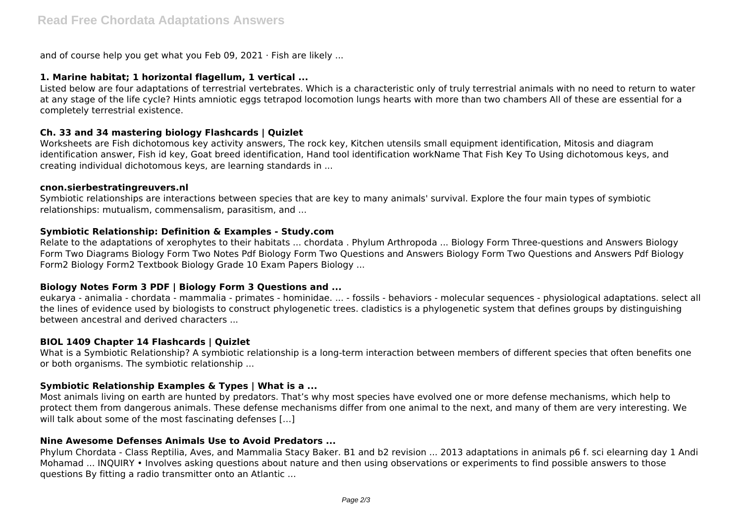and of course help you get what you Feb 09, 2021 · Fish are likely ...

**1. Marine habitat; 1 horizontal flagellum, 1 vertical ...**

Listed below are four adaptations of terrestrial vertebrates. Which is a characteristic only of truly terrestrial animals with no need to return to water at any stage of the life cycle? Hints amniotic eggs tetrapod locomotion lungs hearts with more than two chambers All of these are essential for a completely terrestrial existence.

**Ch. 33 and 34 mastering biology Flashcards | Quizlet**

Worksheets are Fish dichotomous key activity answers, The rock key, Kitchen utensils small equipment identification, Mitosis and diagram identification answer, Fish id key, Goat breed identification, Hand tool identification workName That Fish Key To Using dichotomous keys, and creating individual dichotomous keys, are learning standards in ...

**cnon.sierbestratingreuvers.nl**

Symbiotic relationships are interactions between species that are key to many animals' survival. Explore the four main types of symbiotic relationships: mutualism, commensalism, parasitism, and ...

**Symbiotic Relationship: Definition & Examples - Study.com**

Relate to the adaptations of xerophytes to their habitats ... chordata . Phylum Arthropoda ... Biology Form Three-questions and Answers Biology Form Two Diagrams Biology Form Two Notes Pdf Biology Form Two Questions and Answers Biology Form Two Questions and Answers Pdf Biology Form2 Biology Form2 Textbook Biology Grade 10 Exam Papers Biology ...

**Biology Notes Form 3 PDF | Biology Form 3 Questions and ...**

eukarya - animalia - chordata - mammalia - primates - hominidae. ... - fossils - behaviors - molecular sequences - physiological adaptations. select all the lines of evidence used by biologists to construct phylogenetic trees. cladistics is a phylogenetic system that defines groups by distinguishing between ancestral and derived characters ...

**BIOL 1409 Chapter 14 Flashcards | Quizlet**

What is a Symbiotic Relationship? A symbiotic relationship is a long-term interaction between members of different species that often benefits one or both organisms. The symbiotic relationship ...

**Symbiotic Relationship Examples & Types | What is a ...**

Most animals living on earth are hunted by predators. That's why most species have evolved one or more defense mechanisms, which help to protect them from dangerous animals. These defense mechanisms differ from one animal to the next, and many of them are very interesting. We will talk about some of the most fascinating defenses […]

**Nine Awesome Defenses Animals Use to Avoid Predators ...**

Phylum Chordata - Class Reptilia, Aves, and Mammalia Stacy Baker. B1 and b2 revision ... 2013 adaptations in animals p6 f. sci elearning day 1 Andi Mohamad ... INQUIRY • Involves asking questions about nature and then using observations or experiments to find possible answers to those questions By fitting a radio transmitter onto an Atlantic ...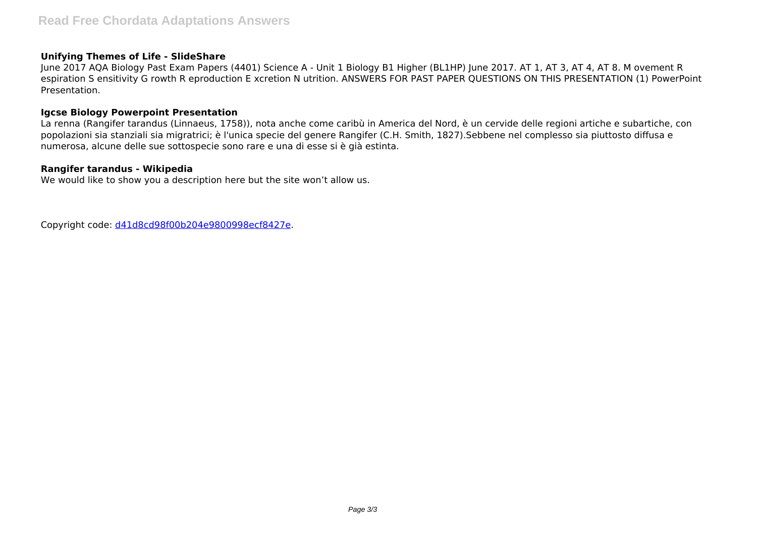### Unifying Themes of Life - SlideShare

June 2017 AQA Biology Past Exam Papers (4401) Science A - Unit 1 Biology B1 Higher (BL1HP) June 2017. AT 1, AT 3, AT 4, AT 8. M ovement R espiration S ensitivity G rowth R eproduction E xcretion N utrition. ANSWERS FOR PAST PAPER QUESTIONS ON THIS PRESENTATION (1) PowerPoint Presentation.

### Igcse Biology Powerpoint Presentation

La renna (Rangifer tarandus (Linnaeus, 1758)), nota anche come caribù in America del Nord, è un cervide delle regioni artiche e subartiche, con popolazioni sia stanziali sia migratrici; è l'unica specie del genere Rangifer (C.H. Smith, 1827).Sebbene nel complesso sia piuttosto diffusa e numerosa, alcune delle sue sottospecie sono rare e una di esse si è già estinta.

### Rangifer tarandus - Wikipedia

We would like to show you a description here but the site won't allow us.

Copyright code: d41d8cd98f00b204e9800998ecf8427e.